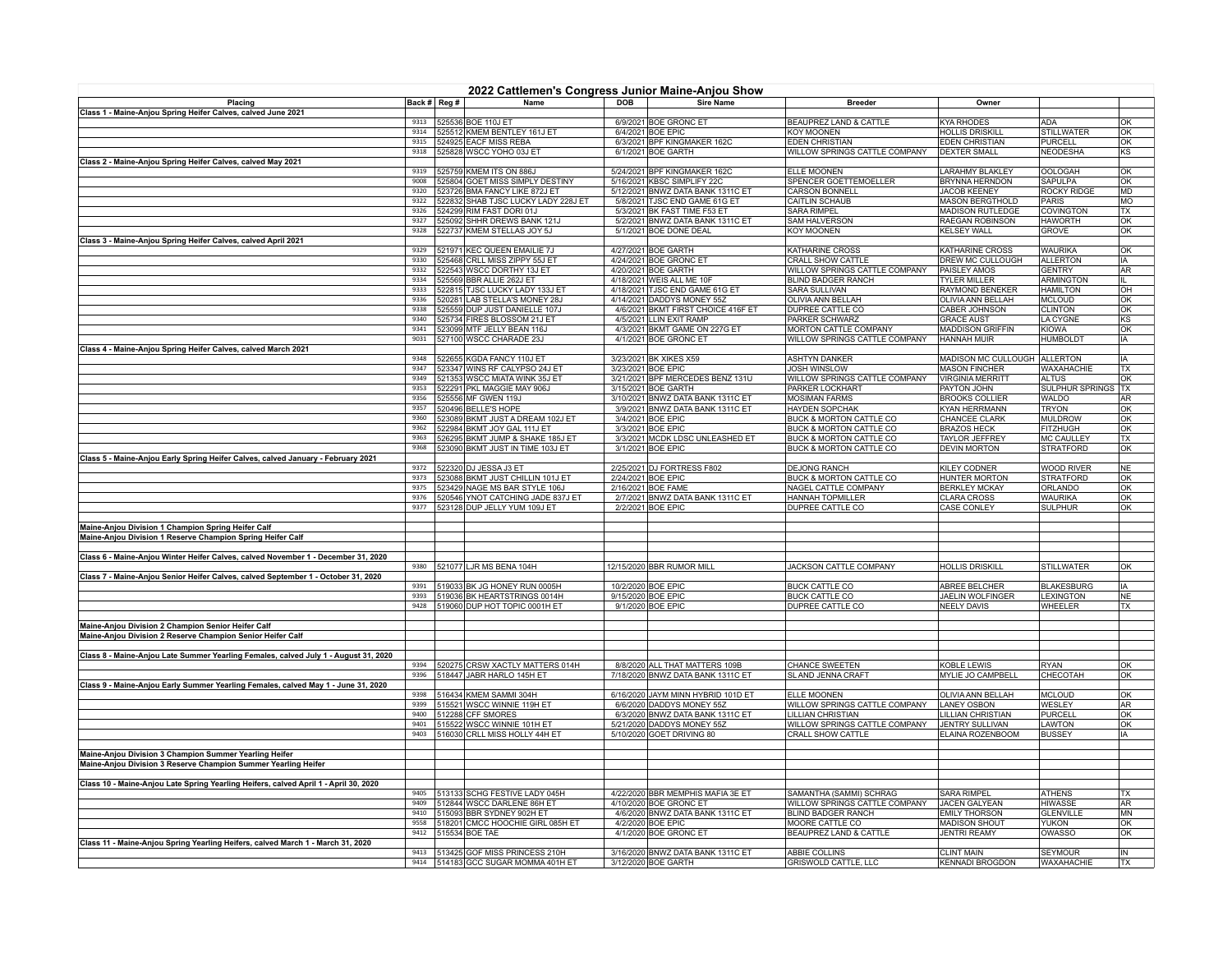# 2022 Cattlemen's Congress Junior Maine-Anjou Show

| Placing | Back # | Reg # | Name | DOB | Sire Name | Breeder | Owner | | |
|---|---|---|---|---|---|---|---|---|---|
| Class 1 - Maine-Anjou Spring Heifer Calves, calved June 2021 | | | | | | | | | |
| | 9313 | 525536 | BOE 110J ET | 6/9/2021 | BOE GRONC ET | BEAUPREZ LAND & CATTLE | KYA RHODES | ADA | OK |
| | 9314 | 525512 | KMEM BENTLEY 161J ET | 6/4/2021 | BOE EPIC | KOY MOONEN | HOLLIS DRISKILL | STILLWATER | OK |
| | 9315 | 524925 | EACF MISS REBA | 6/3/2021 | BPF KINGMAKER 162C | EDEN CHRISTIAN | EDEN CHRISTIAN | PURCELL | OK |
| | 9318 | 525828 | WSCC YOHO 03J ET | 6/1/2021 | BOE GARTH | WILLOW SPRINGS CATTLE COMPANY | DEXTER SMALL | NEODESHA | KS |
| Class 2 - Maine-Anjou Spring Heifer Calves, calved May 2021 | | | | | | | | | |
| | 9319 | 525759 | KMEM ITS ON 886J | 5/24/2021 | BPF KINGMAKER 162C | ELLE MOONEN | LARAHMY BLAKLEY | OOLOGAH | OK |
| | 9008 | 525804 | GOET MISS SIMPLY DESTINY | 5/16/2021 | KBSC SIMPLIFY 22C | SPENCER GOETTEMOELLER | BRYNNA HERNDON | SAPULPA | OK |
| | 9320 | 523726 | BMA FANCY LIKE 872J ET | 5/12/2021 | BNWZ DATA BANK 1311C ET | CARSON BONNELL | JACOB KEENEY | ROCKY RIDGE | MD |
| | 9322 | 522832 | SHAB TJSC LUCKY LADY 228J ET | 5/8/2021 | TJSC END GAME 61G ET | CAITLIN SCHAUB | MASON BERGTHOLD | PARIS | MO |
| | 9326 | 524299 | RIM FAST DORI 01J | 5/3/2021 | BK FAST TIME F53 ET | SARA RIMPEL | MADISON RUTLEDGE | COVINGTON | TX |
| | 9327 | 525092 | SHHR DREWS BANK 121J | 5/2/2021 | BNWZ DATA BANK 1311C ET | SAM HALVERSON | RAEGAN ROBINSON | HAWORTH | OK |
| | 9328 | 522737 | KMEM STELLAS JOY 5J | 5/1/2021 | BOE DONE DEAL | KOY MOONEN | KELSEY WALL | GROVE | OK |
| Class 3 - Maine-Anjou Spring Heifer Calves, calved April 2021 | | | | | | | | | |
| | 9329 | 521971 | KEC QUEEN EMAILIE 7J | 4/27/2021 | BOE GARTH | KATHARINE CROSS | KATHARINE CROSS | WAURIKA | OK |
| | 9330 | 525468 | CRLL MISS ZIPPY 55J ET | 4/24/2021 | BOE GRONC ET | CRALL SHOW CATTLE | DREW MC CULLOUGH | ALLERTON | IA |
| | 9332 | 522543 | WSCC DORTHY 13J ET | 4/20/2021 | BOE GARTH | WILLOW SPRINGS CATTLE COMPANY | PAISLEY AMOS | GENTRY | AR |
| | 9334 | 525569 | BBR ALLIE 262J ET | 4/18/2021 | WEIS ALL ME 10F | BLIND BADGER RANCH | TYLER MILLER | ARMINGTON | IL |
| | 9333 | 522815 | TJSC LUCKY LADY 133J ET | 4/18/2021 | TJSC END GAME 61G ET | SARA SULLIVAN | RAYMOND BENEKER | HAMILTON | OH |
| | 9336 | 520281 | LAB STELLA'S MONEY 28J | 4/14/2021 | DADDYS MONEY 55Z | OLIVIA ANN BELLAH | OLIVIA ANN BELLAH | MCLOUD | OK |
| | 9338 | 525559 | DUP JUST DANIELLE 107J | 4/6/2021 | BKMT FIRST CHOICE 416F ET | DUPREE CATTLE CO | CABER JOHNSON | CLINTON | OK |
| | 9340 | 525734 | FIRES BLOSSOM 21J ET | 4/5/2021 | LLIN EXIT RAMP | PARKER SCHWARZ | GRACE AUST | LA CYGNE | KS |
| | 9341 | 523099 | MTF JELLY BEAN 116J | 4/3/2021 | BKMT GAME ON 227G ET | MORTON CATTLE COMPANY | MADDISON GRIFFIN | KIOWA | OK |
| | 9031 | 527100 | WSCC CHARADE 23J | 4/1/2021 | BOE GRONC ET | WILLOW SPRINGS CATTLE COMPANY | HANNAH MUIR | HUMBOLDT | IA |
| Class 4 - Maine-Anjou Spring Heifer Calves, calved March 2021 | | | | | | | | | |
| | 9348 | 522655 | KGDA FANCY 110J ET | 3/23/2021 | BK XIKES X59 | ASHTYN DANKER | MADISON MC CULLOUGH | ALLERTON | IA |
| | 9347 | 523347 | WINS RF CALYPSO 24J ET | 3/23/2021 | BOE EPIC | JOSH WINSLOW | MASON FINCHER | WAXAHACHIE | TX |
| | 9349 | 521353 | WSCC MIATA WINK 35J ET | 3/21/2021 | BPF MERCEDES BENZ 131U | WILLOW SPRINGS CATTLE COMPANY | VIRGINIA MERRITT | ALTUS | OK |
| | 9353 | 522291 | PKL MAGGIE MAY 906J | 3/15/2021 | BOE GARTH | PARKER LOCKHART | PAYTON JOHN | SULPHUR SPRINGS | TX |
| | 9356 | 525556 | MF GWEN 119J | 3/10/2021 | BNWZ DATA BANK 1311C ET | MOSIMAN FARMS | BROOKS COLLIER | WALDO | AR |
| | 9357 | 520496 | BELLE'S HOPE | 3/9/2021 | BNWZ DATA BANK 1311C ET | HAYDEN SOPCHAK | KYAN HERRMANN | TRYON | OK |
| | 9360 | 523089 | BKMT JUST A DREAM 102J ET | 3/4/2021 | BOE EPIC | BUCK & MORTON CATTLE CO | CHANCEE CLARK | MULDROW | OK |
| | 9362 | 522984 | BKMT JOY GAL 111J ET | 3/3/2021 | BOE EPIC | BUCK & MORTON CATTLE CO | BRAZOS HECK | FITZHUGH | OK |
| | 9363 | 526295 | BKMT JUMP & SHAKE 185J ET | 3/3/2021 | MCDK LDSC UNLEASHED ET | BUCK & MORTON CATTLE CO | TAYLOR JEFFREY | MC CAULLEY | TX |
| | 9368 | 523090 | BKMT JUST IN TIME 103J ET | 3/1/2021 | BOE EPIC | BUCK & MORTON CATTLE CO | DEVIN MORTON | STRATFORD | OK |
| Class 5 - Maine-Anjou Early Spring Heifer Calves, calved January - February 2021 | | | | | | | | | |
| | 9372 | 522320 | DJ JESSA J3 ET | 2/25/2021 | DJ FORTRESS F802 | DEJONG RANCH | KILEY CODNER | WOOD RIVER | NE |
| | 9373 | 523088 | BKMT JUST CHILLIN 101J ET | 2/24/2021 | BOE EPIC | BUCK & MORTON CATTLE CO | HUNTER MORTON | STRATFORD | OK |
| | 9375 | 523429 | NAGE MS BAR STYLE 106J | 2/16/2021 | BOE FAME | NAGEL CATTLE COMPANY | BERKLEY MCKAY | ORLANDO | OK |
| | 9376 | 520546 | YNOT CATCHING JADE 837J ET | 2/7/2021 | BNWZ DATA BANK 1311C ET | HANNAH TOPMILLER | CLARA CROSS | WAURIKA | OK |
| | 9377 | 523128 | DUP JELLY YUM 109J ET | 2/2/2021 | BOE EPIC | DUPREE CATTLE CO | CASE CONLEY | SULPHUR | OK |
| | | | | | | | | | |
| Maine-Anjou Division 1 Champion Spring Heifer Calf | | | | | | | | | |
| Maine-Anjou Division 1 Reserve Champion Spring Heifer Calf | | | | | | | | | |
| | | | | | | | | | |
| Class 6 - Maine-Anjou Winter Heifer Calves, calved November 1 - December 31, 2020 | | | | | | | | | |
| | 9380 | 521077 | LJR MS BENA 104H | 12/15/2020 | BBR RUMOR MILL | JACKSON CATTLE COMPANY | HOLLIS DRISKILL | STILLWATER | OK |
| Class 7 - Maine-Anjou Senior Heifer Calves, calved September 1 - October 31, 2020 | | | | | | | | | |
| | 9391 | 519033 | BK JG HONEY RUN 0005H | 10/2/2020 | BOE EPIC | BUCK CATTLE CO | ABREE BELCHER | BLAKESBURG | IA |
| | 9393 | 519036 | BK HEARTSTRINGS 0014H | 9/15/2020 | BOE EPIC | BUCK CATTLE CO | JAELIN WOLFINGER | LEXINGTON | NE |
| | 9428 | 519060 | DUP HOT TOPIC 0001H ET | 9/1/2020 | BOE EPIC | DUPREE CATTLE CO | NEELY DAVIS | WHEELER | TX |
| | | | | | | | | | |
| Maine-Anjou Division 2 Champion Senior Heifer Calf | | | | | | | | | |
| Maine-Anjou Division 2 Reserve Champion Senior Heifer Calf | | | | | | | | | |
| | | | | | | | | | |
| Class 8 - Maine-Anjou Late Summer Yearling Females, calved July 1 - August 31, 2020 | | | | | | | | | |
| | 9394 | 520275 | CRSW XACTLY MATTERS 014H | 8/8/2020 | ALL THAT MATTERS 109B | CHANCE SWEETEN | KOBLE LEWIS | RYAN | OK |
| | 9396 | 518447 | JABR HARLO 145H ET | 7/18/2020 | BNWZ DATA BANK 1311C ET | SL AND JENNA CRAFT | MYLIE JO CAMPBELL | CHECOTAH | OK |
| Class 9 - Maine-Anjou Early Summer Yearling Females, calved May 1 - June 31, 2020 | | | | | | | | | |
| | 9398 | 516434 | KMEM SAMMI 304H | 6/16/2020 | JAYM MINN HYBRID 101D ET | ELLE MOONEN | OLIVIA ANN BELLAH | MCLOUD | OK |
| | 9399 | 515521 | WSCC WINNIE 119H ET | 6/6/2020 | DADDYS MONEY 55Z | WILLOW SPRINGS CATTLE COMPANY | LANEY OSBON | WESLEY | AR |
| | 9400 | 512288 | CFF SMORES | 6/3/2020 | BNWZ DATA BANK 1311C ET | LILLIAN CHRISTIAN | LILLIAN CHRISTIAN | PURCELL | OK |
| | 9401 | 515522 | WSCC WINNIE 101H ET | 5/21/2020 | DADDYS MONEY 55Z | WILLOW SPRINGS CATTLE COMPANY | JENTRY SULLIVAN | LAWTON | OK |
| | 9403 | 516030 | CRLL MISS HOLLY 44H ET | 5/10/2020 | GOET DRIVING 80 | CRALL SHOW CATTLE | ELAINA ROZENBOOM | BUSSEY | IA |
| | | | | | | | | | |
| Maine-Anjou Division 3 Champion Summer Yearling Heifer | | | | | | | | | |
| Maine-Anjou Division 3 Reserve Champion Summer Yearling Heifer | | | | | | | | | |
| | | | | | | | | | |
| Class 10 - Maine-Anjou Late Spring Yearling Heifers, calved April 1 - April 30, 2020 | | | | | | | | | |
| | 9405 | 513133 | SCHG FESTIVE LADY 045H | 4/22/2020 | BBR MEMPHIS MAFIA 3E ET | SAMANTHA (SAMMI) SCHRAG | SARA RIMPEL | ATHENS | TX |
| | 9409 | 512844 | WSCC DARLENE 86H ET | 4/10/2020 | BOE GRONC ET | WILLOW SPRINGS CATTLE COMPANY | JACEN GALYEAN | HIWASSE | AR |
| | 9410 | 515093 | BBR SYDNEY 902H ET | 4/6/2020 | BNWZ DATA BANK 1311C ET | BLIND BADGER RANCH | EMILY THORSON | GLENVILLE | MN |
| | 9558 | 518201 | CMCC HOOCHIE GIRL 085H ET | 4/2/2020 | BOE EPIC | MOORE CATTLE CO | MADISON SHOUT | YUKON | OK |
| | 9412 | 515534 | BOE TAE | 4/1/2020 | BOE GRONC ET | BEAUPREZ LAND & CATTLE | JENTRI REAMY | OWASSO | OK |
| Class 11 - Maine-Anjou Spring Yearling Heifers, calved March 1 - March 31, 2020 | | | | | | | | | |
| | 9413 | 513425 | GOF MISS PRINCESS 210H | 3/16/2020 | BNWZ DATA BANK 1311C ET | ABBIE COLLINS | CLINT MAIN | SEYMOUR | IN |
| | 9414 | 514183 | GCC SUGAR MOMMA 401H ET | 3/12/2020 | BOE GARTH | GRISWOLD CATTLE, LLC | KENNADI BROGDON | WAXAHACHIE | TX |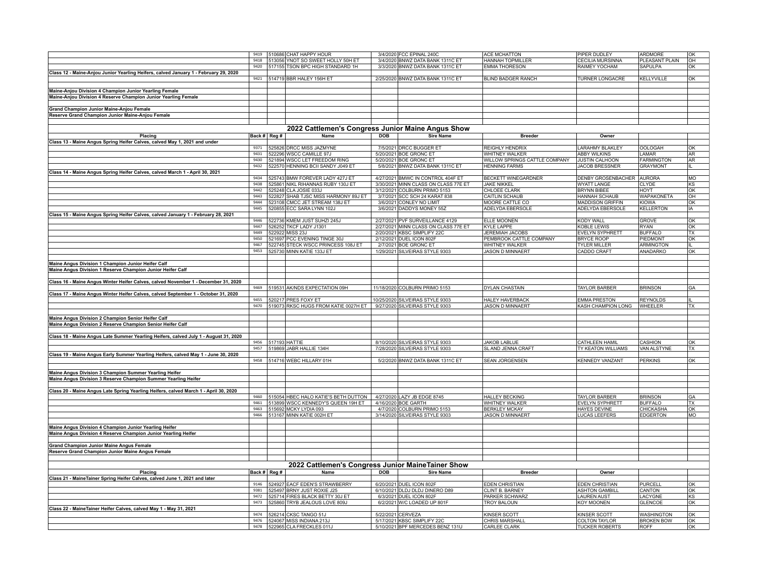| Placing | Back # | Reg # | Name | DOB | Sire Name | Breeder | Owner | | |
|---|---|---|---|---|---|---|---|---|---|
| | 9419 | 510686 | CHAT HAPPY HOUR | 3/4/2020 | FCC EPINAL 240C | ACE MCHATTON | PIPER DUDLEY | ARDMORE | OK |
| | 9418 | 513056 | YNOT SO SWEET HOLLY 50H ET | 3/4/2020 | BNWZ DATA BANK 1311C ET | HANNAH TOPMILLER | CECILIA MURSINNA | PLEASANT PLAIN | OH |
| | 9420 | 517155 | TSON BPC HIGH STANDARD 1H | 3/3/2020 | BNWZ DATA BANK 1311C ET | EMMA THORESON | RAIMEY YOCHAM | SAPULPA | OK |
| Class 12 - Maine-Anjou Junior Yearling Heifers, calved January 1 - February 29, 2020 | | | | | | | | | |
| | 9421 | 514719 | BBR HALEY 156H ET | 2/25/2020 | BNWZ DATA BANK 1311C ET | BLIND BADGER RANCH | TURNER LONGACRE | KELLYVILLE | OK |
| Maine-Anjou Division 4 Champion Junior Yearling Female | | | | | | | | | |
| Maine-Anjou Division 4 Reserve Champion Junior Yearling Female | | | | | | | | | |
| Grand Champion Junior Maine-Anjou Female | | | | | | | | | |
| Reserve Grand Champion Junior Maine-Anjou Female | | | | | | | | | |

## 2022 Cattlemen's Congress Junior Maine Angus Show

| Placing | Back # | Reg # | Name | DOB | Sire Name | Breeder | Owner | | |
|---|---|---|---|---|---|---|---|---|---|
| Class 13 - Maine Angus Spring Heifer Calves, calved May 1, 2021 and under | | | | | | | | | |
| | 9371 | 525826 | DRCC MISS JAZMYNE | 7/5/2021 | DRCC BUGGER ET | REIGHLY HENDRIX | LARAHMY BLAKLEY | OOLOGAH | OK |
| | 9431 | 522296 | WSCC CAMILLE 97J | 5/20/2021 | BOE GRONC ET | WHITNEY WALKER | ABBY WILKINS | LAMAR | AR |
| | 9430 | 521894 | WSCC LET FREEDOM RING | 5/20/2021 | BOE GRONC ET | WILLOW SPRINGS CATTLE COMPANY | JUSTIN CALHOON | FARMINGTON | AR |
| | 9432 | 522570 | HENNING BCII SANDY J049 ET | 5/8/2021 | BNWZ DATA BANK 1311C ET | HENNING FARMS | JACOB BRESSNER | GRAYMONT | IL |
| Class 14 - Maine Angus Spring Heifer Calves, calved March 1 - April 30, 2021 | | | | | | | | | |
| | 9434 | 525743 | BMW FOREVER LADY 427J ET | 4/27/2021 | BMWC IN CONTROL 404F ET | BECKETT WINEGARDNER | DENBY GROSENBACHER | AURORA | MO |
| | 9438 | 525861 | NIKL RIHANNAS RUBY 130J ET | 3/30/2021 | MINN CLASS ON CLASS 77E ET | JAKE NIKKEL | WYATT LANGE | CLYDE | KS |
| | 9442 | 525248 | CLA JOSIE 033J | 3/12/2021 | COLBURN PRIMO 5153 | CHLOEE CLARK | BRYNN BIBEE | HOYT | OK |
| | 9443 | 522827 | SHAB TJSC MISS HARMONY 89J ET | 3/7/2021 | SCC SCH 24 KARAT 838 | CAITLIN SCHAUB | HANNAH SCHAUB | WAPAKONETA | OH |
| | 9444 | 523108 | CMCC JET STREAM 138J ET | 3/6/2021 | CONLEY NO LIMIT | MOORE CATTLE CO | MADDISON GRIFFIN | KIOWA | OK |
| | 9445 | 520855 | ECC SARA LYNN 102J | 3/6/2021 | DADDYS MONEY 55Z | ADELYDA EBERSOLE | ADELYDA EBERSOLE | KELLERTON | IA |
| Class 15 - Maine Angus Spring Heifer Calves, calved January 1 - February 28, 2021 | | | | | | | | | |
| | 9446 | 522736 | KMEM JUST SUHZI 245J | 2/27/2021 | PVF SURVEILLANCE 4129 | ELLE MOONEN | KODY WALL | GROVE | OK |
| | 9447 | 526252 | TKCF LADY J1301 | 2/27/2021 | MINN CLASS ON CLASS 77E ET | KYLE LAPPE | KOBLE LEWIS | RYAN | OK |
| | 9449 | 522922 | MISS 23J | 2/20/2021 | KBSC SIMPLIFY 22C | JEREMIAH JACOBS | EVELYN SYPHRETT | BUFFALO | TX |
| | 9450 | 521697 | PCC EVENING TINGE 30J | 2/12/2021 | DUEL ICON 802F | PEMBROOK CATTLE COMPANY | BRYCE ROOP | PIEDMONT | OK |
| | 9467 | 522745 | STECK WSCC PRINCESS 108J ET | 2/7/2021 | BOE GRONC ET | WHITNEY WALKER | TYLER MILLER | ARMINGTON | IL |
| | 9453 | 525730 | MINN KATIE 133J ET | 1/29/2021 | SILVEIRAS STYLE 9303 | JASON D MINNAERT | CADDO CRAFT | ANADARKO | OK |
| Maine Angus Division 1 Champion Junior Heifer Calf | | | | | | | | | |
| Maine Angus Division 1 Reserve Champion Junior Heifer Calf | | | | | | | | | |
| Class 16 - Maine Angus Winter Heifer Calves, calved November 1 - December 31, 2020 | | | | | | | | | |
| | 9469 | 519531 | AK/NDS EXPECTATION 09H | 11/18/2020 | COLBURN PRIMO 5153 | DYLAN CHASTAIN | TAYLOR BARBER | BRINSON | GA |
| Class 17 - Maine Angus Winter Heifer Calves, calved September 1 - October 31, 2020 | | | | | | | | | |
| | 9455 | 520217 | PRES FOXY ET | 10/25/2020 | SILVEIRAS STYLE 9303 | HALEY HAVERBACK | EMMA PRESTON | REYNOLDS | IL |
| | 9470 | 519073 | RKSC HUGS FROM KATIE 0027H ET | 9/27/2020 | SILVEIRAS STYLE 9303 | JASON D MINNAERT | KASH CHAMPION LONG | WHEELER | TX |
| Maine Angus Division 2 Champion Senior Heifer Calf | | | | | | | | | |
| Maine Angus Division 2 Reserve Champion Senior Heifer Calf | | | | | | | | | |
| Class 18 - Maine Angus Late Summer Yearling Heifers, calved July 1 - August 31, 2020 | | | | | | | | | |
| | 9456 | 517193 | HATTIE | 8/10/2020 | SILVEIRAS STYLE 9303 | JAKOB LABLUE | CATHLEEN HAMIL | CASHION | OK |
| | 9457 | 519869 | JABR HALLIE 134H | 7/28/2020 | SILVEIRAS STYLE 9303 | SL AND JENNA CRAFT | TY KEATON WILLIAMS | VAN ALSTYNE | TX |
| Class 19 - Maine Angus Early Summer Yearling Heifers, calved May 1 - June 30, 2020 | | | | | | | | | |
| | 9458 | 514716 | WEBC HILLARY 01H | 5/2/2020 | BNWZ DATA BANK 1311C ET | SEAN JORGENSEN | KENNEDY VANZANT | PERKINS | OK |
| Maine Angus Division 3 Champion Summer Yearling Heifer | | | | | | | | | |
| Maine Angus Division 3 Reserve Champion Summer Yearling Heifer | | | | | | | | | |
| Class 20 - Maine Angus Late Spring Yearling Heifers, calved March 1 - April 30, 2020 | | | | | | | | | |
| | 9460 | 515054 | HBEC HALO KATIE'S BETH DUTTON | 4/27/2020 | LAZY JB EDGE 8745 | HALLEY BECKING | TAYLOR BARBER | BRINSON | GA |
| | 9461 | 513899 | WSCC KENNEDY'S QUEEN 19H ET | 4/16/2020 | BOE GARTH | WHITNEY WALKER | EVELYN SYPHRETT | BUFFALO | TX |
| | 9463 | 515692 | MCKY LYDIA 093 | 4/7/2020 | COLBURN PRIMO 5153 | BERKLEY MCKAY | HAYES DEVINE | CHICKASHA | OK |
| | 9466 | 513167 | MINN KATIE 002H ET | 3/14/2020 | SILVEIRAS STYLE 9303 | JASON D MINNAERT | LUCAS LEEFERS | EDGERTON | MO |
| Maine Angus Division 4 Champion Junior Yearling Heifer | | | | | | | | | |
| Maine Angus Division 4 Reserve Champion Junior Yearling Heifer | | | | | | | | | |
| Grand Champion Junior Maine Angus Female | | | | | | | | | |
| Reserve Grand Champion Junior Maine Angus Female | | | | | | | | | |

## 2022 Cattlemen's Congress Junior MaineTainer Show

| Placing | Back # | Reg # | Name | DOB | Sire Name | Breeder | Owner | | |
|---|---|---|---|---|---|---|---|---|---|
| Class 21 - MaineTainer Spring Heifer Calves, calved June 1, 2021 and later | | | | | | | | | |
| | 9146 | 524927 | EACF EDEN'S STRAWBERRY | 6/20/2021 | DUEL ICON 802F | EDEN CHRISTIAN | EDEN CHRISTIAN | PURCELL | OK |
| | 9381 | 525497 | BRNY JUST ROXIE J25 | 6/10/2021 | DLDJ DLDJ DINERO D89 | CLINT B. BARNEY | ASHTON GAMBILL | CANTON | OK |
| | 9472 | 525714 | FIRES BLACK BETTY 30J ET | 6/3/2021 | DUEL ICON 802F | PARKER SCHWARZ | LAUREN AUST | LACYGNE | KS |
| | 9473 | 525860 | TRYB JEALOUS LOVE 809J | 6/2/2021 | W/C LOADED UP 801F | TROY BALOUN | KOY MOONEN | GLENCOE | OK |
| Class 22 - MaineTainer Heifer Calves, calved May 1 - May 31, 2021 | | | | | | | | | |
| | 9474 | 526214 | CKSC TANGO 51J | 5/22/2021 | CERVEZA | KINSER SCOTT | KINSER SCOTT | WASHINGTON | OK |
| | 9476 | 524067 | MISS INDIANA 213J | 5/17/2021 | KBSC SIMPLIFY 22C | CHRIS MARSHALL | COLTON TAYLOR | BROKEN BOW | OK |
| | 9478 | 522965 | CLA FRECKLES 011J | 5/10/2021 | BPF MERCEDES BENZ 131U | CARLEE CLARK | TUCKER ROBERTS | ROFF | OK |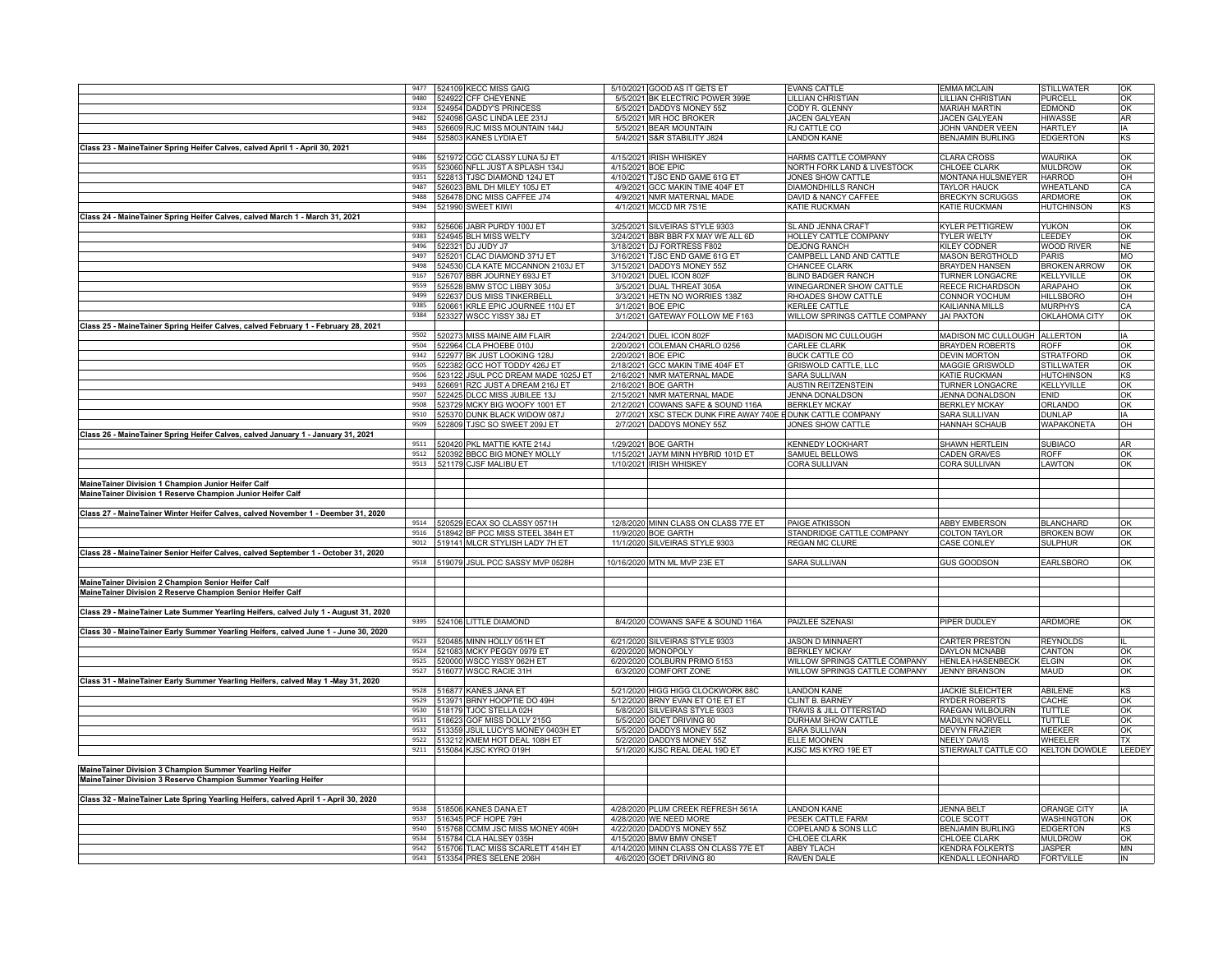| | | | | | | | | |
|---|---|---|---|---|---|---|---|---|
| | 9477 | 524109 KECC MISS GAIG | 5/10/2021 | GOOD AS IT GETS ET | EVANS CATTLE | EMMA MCLAIN | STILLWATER | OK |
| | 9480 | 524922 CFF CHEYENNE | 5/5/2021 | BK ELECTRIC POWER 399E | LILLIAN CHRISTIAN | LILLIAN CHRISTIAN | PURCELL | OK |
| | 9324 | 524954 DADDY'S PRINCESS | 5/5/2021 | DADDYS MONEY 55Z | CODY R. GLENNY | MARIAH MARTIN | EDMOND | OK |
| | 9482 | 524098 GASC LINDA LEE 231J | 5/5/2021 | MR HOC BROKER | JACEN GALYEAN | JACEN GALYEAN | HIWASSE | AR |
| | 9483 | 526609 RJC MISS MOUNTAIN 144J | 5/5/2021 | BEAR MOUNTAIN | RJ CATTLE CO | JOHN VANDER VEEN | HARTLEY | IA |
| | 9484 | 525803 KANES LYDIA ET | 5/4/2021 | S&R STABILITY J824 | LANDON KANE | BENJAMIN BURLING | EDGERTON | KS |
| Class 23 - MaineTainer Spring Heifer Calves, calved April 1 - April 30, 2021 | | | | | | | | |
| | 9486 | 521972 CGC CLASSY LUNA 5J ET | 4/15/2021 | IRISH WHISKEY | HARMS CATTLE COMPANY | CLARA CROSS | WAURIKA | OK |
| | 9535 | 523060 NFLL JUST A SPLASH 134J | 4/15/2021 | BOE EPIC | NORTH FORK LAND & LIVESTOCK | CHLOEE CLARK | MULDROW | OK |
| | 9351 | 522813 TJSC DIAMOND 124J ET | 4/10/2021 | TJSC END GAME 61G ET | JONES SHOW CATTLE | MONTANA HULSMEYER | HARROD | OH |
| | 9487 | 526023 BML DH MILEY 105J ET | 4/9/2021 | GCC MAKIN TIME 404F ET | DIAMONDHILLS RANCH | TAYLOR HAUCK | WHEATLAND | CA |
| | 9488 | 526478 DNC MISS CAFFEE J74 | 4/9/2021 | NMR MATERNAL MADE | DAVID & NANCY CAFFEE | BRECKYN SCRUGGS | ARDMORE | OK |
| | 9494 | 521990 SWEET KIWI | 4/1/2021 | MCCD MR 7S1E | KATIE RUCKMAN | KATIE RUCKMAN | HUTCHINSON | KS |
| Class 24 - MaineTainer Spring Heifer Calves, calved March 1 - March 31, 2021 | | | | | | | | |
| | 9382 | 525606 JABR PURDY 100J ET | 3/25/2021 | SILVEIRAS STYLE 9303 | SL AND JENNA CRAFT | KYLER PETTIGREW | YUKON | OK |
| | 9383 | 524945 BLH MISS WELTY | 3/24/2021 | BBR BBR FX MAY WE ALL 6D | HOLLEY CATTLE COMPANY | TYLER WELTY | LEEDEY | OK |
| | 9496 | 522321 DJ JUDY J7 | 3/18/2021 | DJ FORTRESS F802 | DEJONG RANCH | KILEY CODNER | WOOD RIVER | NE |
| | 9497 | 525201 CLAC DIAMOND 371J ET | 3/16/2021 | TJSC END GAME 61G ET | CAMPBELL LAND AND CATTLE | MASON BERGTHOLD | PARIS | MO |
| | 9498 | 524530 CLA KATE MCCANNON 2103J ET | 3/15/2021 | DADDYS MONEY 55Z | CHANCEE CLARK | BRAYDEN HANSEN | BROKEN ARROW | OK |
| | 9167 | 526707 BBR JOURNEY 693J ET | 3/10/2021 | DUEL ICON 802F | BLIND BADGER RANCH | TURNER LONGACRE | KELLYVILLE | OK |
| | 9559 | 525528 BMW STCC LIBBY 305J | 3/5/2021 | DUAL THREAT 305A | WINEGARDNER SHOW CATTLE | REECE RICHARDSON | ARAPAHO | OK |
| | 9499 | 522637 DUS MISS TINKERBELL | 3/3/2021 | HETN NO WORRIES 138Z | RHOADES SHOW CATTLE | CONNOR YOCHUM | HILLSBORO | OH |
| | 9385 | 520661 KRLE EPIC JOURNEE 110J ET | 3/1/2021 | BOE EPIC | KERLEE CATTLE | KAILIANNA MILLS | MURPHYS | CA |
| | 9384 | 523327 WSCC YISSY 38J ET | 3/1/2021 | GATEWAY FOLLOW ME F163 | WILLOW SPRINGS CATTLE COMPANY | JAI PAXTON | OKLAHOMA CITY | OK |
| Class 25 - MaineTainer Spring Heifer Calves, calved February 1 - February 28, 2021 | | | | | | | | |
| | 9502 | 520273 MISS MAINE AIM FLAIR | 2/24/2021 | DUEL ICON 802F | MADISON MC CULLOUGH | MADISON MC CULLOUGH | ALLERTON | IA |
| | 9504 | 522964 CLA PHOEBE 010J | 2/20/2021 | COLEMAN CHARLO 0256 | CARLEE CLARK | BRAYDEN ROBERTS | ROFF | OK |
| | 9342 | 522977 BK JUST LOOKING 128J | 2/20/2021 | BOE EPIC | BUCK CATTLE CO | DEVIN MORTON | STRATFORD | OK |
| | 9505 | 522382 GCC HOT TODDY 426J ET | 2/18/2021 | GCC MAKIN TIME 404F ET | GRISWOLD CATTLE, LLC | MAGGIE GRISWOLD | STILLWATER | OK |
| | 9506 | 523122 JSUL PCC DREAM MADE 1025J ET | 2/16/2021 | NMR MATERNAL MADE | SARA SULLIVAN | KATIE RUCKMAN | HUTCHINSON | KS |
| | 9493 | 526691 RZC JUST A DREAM 216J ET | 2/16/2021 | BOE GARTH | AUSTIN REITZENSTEIN | TURNER LONGACRE | KELLYVILLE | OK |
| | 9507 | 522425 DLCC MISS JUBILEE 13J | 2/15/2021 | NMR MATERNAL MADE | JENNA DONALDSON | JENNA DONALDSON | ENID | OK |
| | 9508 | 523729 MCKY BIG WOOFY 1001 ET | 2/12/2021 | COWANS SAFE & SOUND 116A | BERKLEY MCKAY | BERKLEY MCKAY | ORLANDO | OK |
| | 9510 | 525370 DUNK BLACK WIDOW 087J | 2/7/2021 | XSC STECK DUNK FIRE AWAY 740E E | DUNK CATTLE COMPANY | SARA SULLIVAN | DUNLAP | IA |
| | 9509 | 522809 TJSC SO SWEET 209J ET | 2/7/2021 | DADDYS MONEY 55Z | JONES SHOW CATTLE | HANNAH SCHAUB | WAPAKONETA | OH |
| Class 26 - MaineTainer Spring Heifer Calves, calved January 1 - January 31, 2021 | | | | | | | | |
| | 9511 | 520420 PKL MATTIE KATE 214J | 1/29/2021 | BOE GARTH | KENNEDY LOCKHART | SHAWN HERTLEIN | SUBIACO | AR |
| | 9512 | 520392 BBCC BIG MONEY MOLLY | 1/15/2021 | JAYM MINN HYBRID 101D ET | SAMUEL BELLOWS | CADEN GRAVES | ROFF | OK |
| | 9513 | 521179 CJSF MALIBU ET | 1/10/2021 | IRISH WHISKEY | CORA SULLIVAN | CORA SULLIVAN | LAWTON | OK |
| MaineTainer Division 1 Champion Junior Heifer Calf | | | | | | | | |
| MaineTainer Division 1 Reserve Champion Junior Heifer Calf | | | | | | | | |
| Class 27 - MaineTainer Winter Heifer Calves, calved November 1 - Deember 31, 2020 | | | | | | | | |
| | 9514 | 520529 ECAX SO CLASSY 0571H | 12/8/2020 | MINN CLASS ON CLASS 77E ET | PAIGE ATKISSON | ABBY EMBERSON | BLANCHARD | OK |
| | 9516 | 518942 BF PCC MISS STEEL 384H ET | 11/9/2020 | BOE GARTH | STANDRIDGE CATTLE COMPANY | COLTON TAYLOR | BROKEN BOW | OK |
| | 9012 | 519141 MLCR STYLISH LADY 7H ET | 11/1/2020 | SILVEIRAS STYLE 9303 | REGAN MC CLURE | CASE CONLEY | SULPHUR | OK |
| Class 28 - MaineTainer Senior Heifer Calves, calved September 1 - October 31, 2020 | | | | | | | | |
| | 9518 | 519079 JSUL PCC SASSY MVP 0528H | 10/16/2020 | MTN ML MVP 23E ET | SARA SULLIVAN | GUS GOODSON | EARLSBORO | OK |
| MaineTainer Division 2 Champion Senior Heifer Calf | | | | | | | | |
| MaineTainer Division 2 Reserve Champion Senior Heifer Calf | | | | | | | | |
| Class 29 - MaineTainer Late Summer Yearling Heifers, calved July 1 - August 31, 2020 | | | | | | | | |
| | 9395 | 524106 LITTLE DIAMOND | 8/4/2020 | COWANS SAFE & SOUND 116A | PAIZLEE SZENASI | PIPER DUDLEY | ARDMORE | OK |
| Class 30 - MaineTainer Early Summer Yearling Heifers, calved June 1 - June 30, 2020 | | | | | | | | |
| | 9523 | 520485 MINN HOLLY 051H ET | 6/21/2020 | SILVEIRAS STYLE 9303 | JASON D MINNAERT | CARTER PRESTON | REYNOLDS | IL |
| | 9524 | 521083 MCKY PEGGY 0979 ET | 6/20/2020 | MONOPOLY | BERKLEY MCKAY | DAYLON MCNABB | CANTON | OK |
| | 9525 | 520000 WSCC YISSY 062H ET | 6/20/2020 | COLBURN PRIMO 5153 | WILLOW SPRINGS CATTLE COMPANY | HENLEA HASENBECK | ELGIN | OK |
| | 9527 | 516077 WSCC RACIE 31H | 6/3/2020 | COMFORT ZONE | WILLOW SPRINGS CATTLE COMPANY | JENNY BRANSON | MAUD | OK |
| Class 31 - MaineTainer Early Summer Yearling Heifers, calved May 1 -May 31, 2020 | | | | | | | | |
| | 9528 | 516877 KANES JANA ET | 5/21/2020 | HIGG HIGG CLOCKWORK 88C | LANDON KANE | JACKIE SLEICHTER | ABILENE | KS |
| | 9529 | 513971 BRNY HOOPTIE DO 49H | 5/12/2020 | BRNY EVAN ET O1E ET ET | CLINT B. BARNEY | RYDER ROBERTS | CACHE | OK |
| | 9530 | 518179 TJOC STELLA 02H | 5/8/2020 | SILVEIRAS STYLE 9303 | TRAVIS & JILL OTTERSTAD | RAEGAN WILBOURN | TUTTLE | OK |
| | 9531 | 518623 GOF MISS DOLLY 215G | 5/5/2020 | GOET DRIVING 80 | DURHAM SHOW CATTLE | MADILYN NORVELL | TUTTLE | OK |
| | 9532 | 513359 JSUL LUCY'S MONEY 0403H ET | 5/5/2020 | DADDYS MONEY 55Z | SARA SULLIVAN | DEVYN FRAZIER | MEEKER | OK |
| | 9522 | 513212 KMEM HOT DEAL 108H ET | 5/2/2020 | DADDYS MONEY 55Z | ELLE MOONEN | NEELY DAVIS | WHEELER | TX |
| | 9211 | 515084 KJSC KYRO 019H | 5/1/2020 | KJSC REAL DEAL 19D ET | KJSC MS KYRO 19E ET | STIERWALT CATTLE CO | KELTON DOWDLE | LEEDEY |
| MaineTainer Division 3 Champion Summer Yearling Heifer | | | | | | | | |
| MaineTainer Division 3 Reserve Champion Summer Yearling Heifer | | | | | | | | |
| Class 32 - MaineTainer Late Spring Yearling Heifers, calved April 1 - April 30, 2020 | | | | | | | | |
| | 9538 | 518506 KANES DANA ET | 4/28/2020 | PLUM CREEK REFRESH 561A | LANDON KANE | JENNA BELT | ORANGE CITY | IA |
| | 9537 | 516345 PCF HOPE 79H | 4/28/2020 | WE NEED MORE | PESEK CATTLE FARM | COLE SCOTT | WASHINGTON | OK |
| | 9540 | 515768 CCMM JSC MISS MONEY 409H | 4/22/2020 | DADDYS MONEY 55Z | COPELAND & SONS LLC | BENJAMIN BURLING | EDGERTON | KS |
| | 9534 | 515784 CLA HALSEY 035H | 4/15/2020 | BMW BMW ONSET | CHLOEE CLARK | CHLOEE CLARK | MULDROW | OK |
| | 9542 | 515706 TLAC MISS SCARLETT 414H ET | 4/14/2020 | MINN CLASS ON CLASS 77E ET | ABBY TLACH | KENDRA FOLKERTS | JASPER | MN |
| | 9543 | 513354 PRES SELENE 206H | 4/6/2020 | GOET DRIVING 80 | RAVEN DALE | KENDALL LEONHARD | FORTVILLE | IN |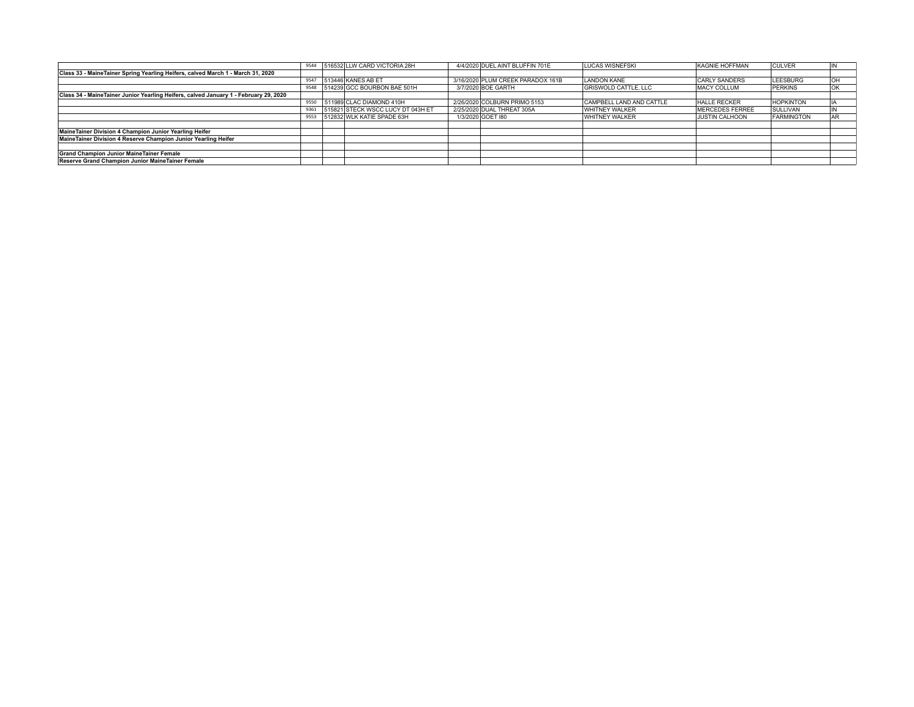| | | | | | | | | | |
|---|---|---|---|---|---|---|---|---|---|
| | 9544 | 516532 | LLW CARD VICTORIA 28H | 4/4/2020 | DUEL AINT BLUFFIN 701E | LUCAS WISNEFSKI | KAGNIE HOFFMAN | CULVER | IN |
| **Class 33 - MaineTainer Spring Yearling Heifers, calved March 1 - March 31, 2020** | | | | | | | | | |
| | 9547 | 513446 | KANES AB ET | 3/16/2020 | PLUM CREEK PARADOX 161B | LANDON KANE | CARLY SANDERS | LEESBURG | OH |
| | 9548 | 514239 | GCC BOURBON BAE 501H | 3/7/2020 | BOE GARTH | GRISWOLD CATTLE, LLC | MACY COLLUM | PERKINS | OK |
| **Class 34 - MaineTainer Junior Yearling Heifers, calved January 1 - February 29, 2020** | | | | | | | | | |
| | 9550 | 511989 | CLAC DIAMOND 410H | 2/26/2020 | COLBURN PRIMO 5153 | CAMPBELL LAND AND CATTLE | HALLE RECKER | HOPKINTON | IA |
| | 9361 | 515821 | STECK WSCC LUCY DT 043H ET | 2/25/2020 | DUAL THREAT 305A | WHITNEY WALKER | MERCEDES FERREE | SULLIVAN | IN |
| | 9553 | 512832 | WLK KATIE SPADE 63H | 1/3/2020 | GOET I80 | WHITNEY WALKER | JUSTIN CALHOON | FARMINGTON | AR |
| | | | | | | | | | |
| **MaineTainer Division 4 Champion Junior Yearling Heifer** | | | | | | | | | |
| **MaineTainer Division 4 Reserve Champion Junior Yearling Heifer** | | | | | | | | | |
| | | | | | | | | | |
| **Grand Champion Junior MaineTainer Female** | | | | | | | | | |
| **Reserve Grand Champion Junior MaineTainer Female** | | | | | | | | | |